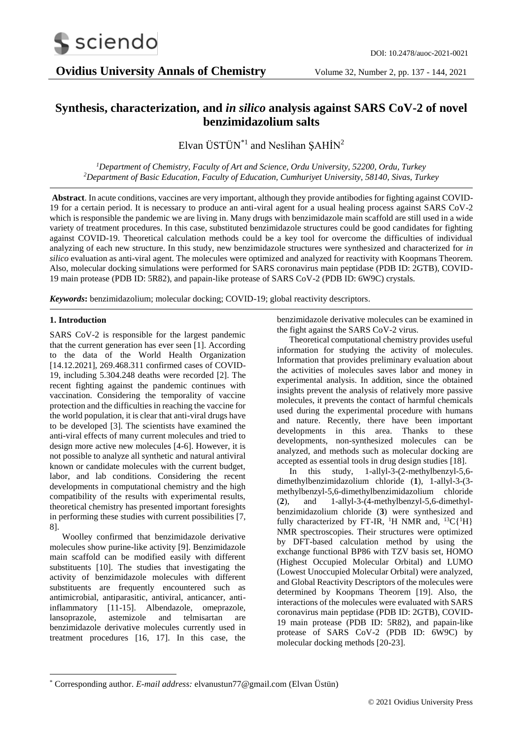# Synthesis, characterization, and *in silico* analysis against SARS CoV-2 of novel benzimidazolium salts

Elvan ÜSTÜN[*1] and Neslihan ŞAHİN[2]

[1]*Department of Chemistry, Faculty of Art and Science, Ordu University, 52200, Ordu, Turkey*
[2]*Department of Basic Education, Faculty of Education, Cumhuriyet University, 58140, Sivas, Turkey*

**Abstract**. In acute conditions, vaccines are very important, although they provide antibodies for fighting against COVID-19 for a certain period. It is necessary to produce an anti-viral agent for a usual healing process against SARS CoV-2 which is responsible the pandemic we are living in. Many drugs with benzimidazole main scaffold are still used in a wide variety of treatment procedures. In this case, substituted benzimidazole structures could be good candidates for fighting against COVID-19. Theoretical calculation methods could be a key tool for overcome the difficulties of individual analyzing of each new structure. In this study, new benzimidazole structures were synthesized and characterized for *in silico* evaluation as anti-viral agent. The molecules were optimized and analyzed for reactivity with Koopmans Theorem. Also, molecular docking simulations were performed for SARS coronavirus main peptidase (PDB ID: 2GTB), COVID-19 main protease (PDB ID: 5R82), and papain-like protease of SARS CoV-2 (PDB ID: 6W9C) crystals.

***Keywords*:** benzimidazolium; molecular docking; COVID-19; global reactivity descriptors.

## 1. Introduction

SARS CoV-2 is responsible for the largest pandemic that the current generation has ever seen [1]. According to the data of the World Health Organization [14.12.2021], 269.468.311 confirmed cases of COVID-19, including 5.304.248 deaths were recorded [2]. The recent fighting against the pandemic continues with vaccination. Considering the temporality of vaccine protection and the difficulties in reaching the vaccine for the world population, it is clear that anti-viral drugs have to be developed [3]. The scientists have examined the anti-viral effects of many current molecules and tried to design more active new molecules [4-6]. However, it is not possible to analyze all synthetic and natural antiviral known or candidate molecules with the current budget, labor, and lab conditions. Considering the recent developments in computational chemistry and the high compatibility of the results with experimental results, theoretical chemistry has presented important foresights in performing these studies with current possibilities [7, 8].

Woolley confirmed that benzimidazole derivative molecules show purine-like activity [9]. Benzimidazole main scaffold can be modified easily with different substituents [10]. The studies that investigating the activity of benzimidazole molecules with different substituents are frequently encountered such as antimicrobial, antiparasitic, antiviral, anticancer, anti-inflammatory [11-15]. Albendazole, omeprazole, lansoprazole, astemizole and telmisartan are benzimidazole derivative molecules currently used in treatment procedures [16, 17]. In this case, the benzimidazole derivative molecules can be examined in the fight against the SARS CoV-2 virus.

Theoretical computational chemistry provides useful information for studying the activity of molecules. Information that provides preliminary evaluation about the activities of molecules saves labor and money in experimental analysis. In addition, since the obtained insights prevent the analysis of relatively more passive molecules, it prevents the contact of harmful chemicals used during the experimental procedure with humans and nature. Recently, there have been important developments in this area. Thanks to these developments, non-synthesized molecules can be analyzed, and methods such as molecular docking are accepted as essential tools in drug design studies [18].

In this study, 1-allyl-3-(2-methylbenzyl-5,6-dimethylbenzimidazolium chloride (**1**), 1-allyl-3-(3-methylbenzyl-5,6-dimethylbenzimidazolium chloride (**2**), and 1-allyl-3-(4-methylbenzyl-5,6-dimethyl-benzimidazolium chloride (**3**) were synthesized and fully characterized by FT-IR, $^{1}H$ NMR and, $^{13}C\{^{1}H\}$ NMR spectroscopies. Their structures were optimized by DFT-based calculation method by using the exchange functional BP86 with TZV basis set, HOMO (Highest Occupied Molecular Orbital) and LUMO (Lowest Unoccupied Molecular Orbital) were analyzed, and Global Reactivity Descriptors of the molecules were determined by Koopmans Theorem [19]. Also, the interactions of the molecules were evaluated with SARS coronavirus main peptidase (PDB ID: 2GTB), COVID-19 main protease (PDB ID: 5R82), and papain-like protease of SARS CoV-2 (PDB ID: 6W9C) by molecular docking methods [20-23].

* Corresponding author. *E-mail address:* elvanustun77@gmail.com (Elvan Üstün)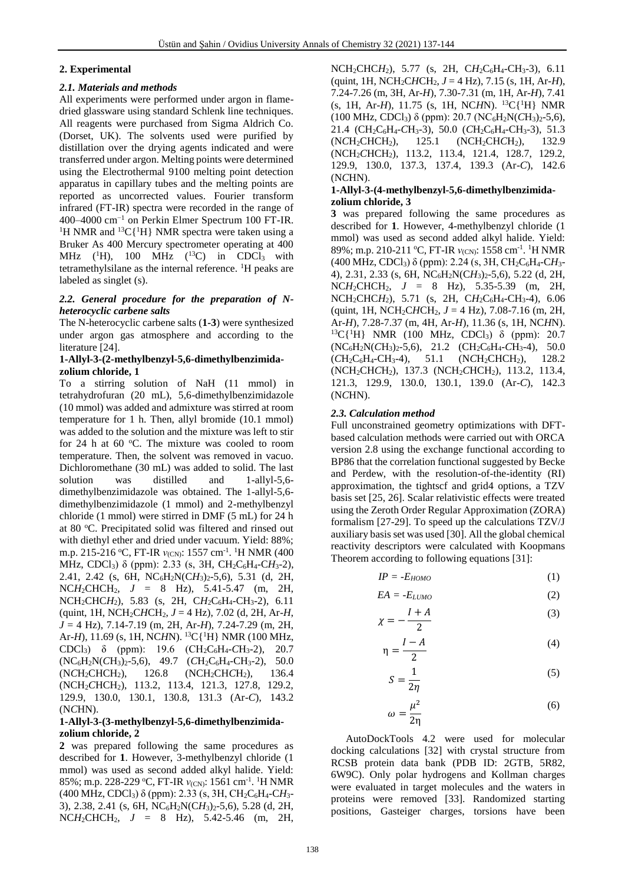## 2. Experimental

### *2.1. Materials and methods*

All experiments were performed under argon in flame-dried glassware using standard Schlenk line techniques. All reagents were purchased from Sigma Aldrich Co. (Dorset, UK). The solvents used were purified by distillation over the drying agents indicated and were transferred under argon. Melting points were determined using the Electrothermal 9100 melting point detection apparatus in capillary tubes and the melting points are reported as uncorrected values. Fourier transform infrared (FT-IR) spectra were recorded in the range of 400–4000 cm$^{-1}$ on Perkin Elmer Spectrum 100 FT-IR. $^{1}$H NMR and $^{13}$C{$^{1}$H} NMR spectra were taken using a Bruker As 400 Mercury spectrometer operating at 400 MHz ($^{1}$H), 100 MHz ($^{13}$C) in $CDCl_3$ with tetramethylsilane as the internal reference. $^{1}$H peaks are labeled as singlet (s).

### *2.2. General procedure for the preparation of N-heterocyclic carbene salts*

The N-heterocyclic carbene salts (**1-3**) were synthesized under argon gas atmosphere and according to the literature [24].

#### 1-Allyl-3-(2-methylbenzyl-5,6-dimethylbenzimidazolium chloride, 1

To a stirring solution of NaH (11 mmol) in tetrahydrofuran (20 mL), 5,6-dimethylbenzimidazole (10 mmol) was added and admixture was stirred at room temperature for 1 h. Then, allyl bromide (10.1 mmol) was added to the solution and the mixture was left to stir for 24 h at 60 °C. The mixture was cooled to room temperature. Then, the solvent was removed in vacuo. Dichloromethane (30 mL) was added to solid. The last solution was distilled and 1-allyl-5,6-dimethylbenzimidazole was obtained. The 1-allyl-5,6-dimethylbenzimidazole (1 mmol) and 2-methylbenzyl chloride (1 mmol) were stirred in DMF (5 mL) for 24 h at 80 °C. Precipitated solid was filtered and rinsed out with diethyl ether and dried under vacuum. Yield: 88%; m.p. 215-216 °C, FT-IR $\nu_{(CN)}$: 1557 cm$^{-1}$. $^{1}$H NMR (400 MHz, $CDCl_3$) δ (ppm): 2.33 (s, 3H, $CH_2C_6H_4$-C$H_3$-2), 2.41, 2.42 (s, 6H, $NC_6H_2N(CH_3)_2$-5,6), 5.31 (d, 2H, NC$H_2$CHCH$_2$, *J* = 8 Hz), 5.41-5.47 (m, 2H, NCH$_2$CHC$H_2$), 5.83 (s, 2H, C$H_2$C$_6$H$_4$-CH$_3$-2), 6.11 (quint, 1H, NCH$_2$C*H*CH$_2$, *J* = 4 Hz), 7.14-7.19 (m, 2H, Ar-*H*), 7.24-7.29 (m, 2H, Ar-*H*), 11.69 (s, 1H, NC*H*N). $^{13}$C{$^{1}$H} NMR (100 MHz, $CDCl_3$) δ (ppm): 19.6 (CH$_2$C$_6$H$_4$-*C*H$_3$-2), 20.7 (NC$_6$H$_2$N(*C*H$_3$)$_2$-5,6), 49.7 (*C*H$_2$C$_6$H$_4$-CH$_3$-2), 50.0 (N*C*H$_2$CHCH$_2$), 126.8 (NCH$_2$CH*C*H$_2$), 136.4 (NCH$_2$*C*HCH$_2$), 113.2, 113.4, 121.3, 127.8, 129.2, 129.9, 130.0, 130.1, 130.8, 131.3 (Ar-*C*), 143.2 (N*C*HN).

#### 1-Allyl-3-(3-methylbenzyl-5,6-dimethylbenzimidazolium chloride, 2

**2** was prepared following the same procedures as described for **1**. However, 3-methylbenzyl chloride (1 mmol) was used as second added alkyl halide. Yield: 85%; m.p. 228-229 °C, FT-IR $\nu_{(CN)}$: 1561 cm$^{-1}$. $^{1}$H NMR (400 MHz, $CDCl_3$) δ (ppm): 2.33 (s, 3H, CH$_2$C$_6$H$_4$-C$H_3$-3), 2.38, 2.41 (s, 6H, NC$_6$H$_2$N(C$H_3$)$_2$-5,6), 5.28 (d, 2H, NC$H_2$CHCH$_2$, *J* = 8 Hz), 5.42-5.46 (m, 2H, NCH$_2$CHC$H_2$), 5.77 (s, 2H, C$H_2$C$_6$H$_4$-CH$_3$-3), 6.11 (quint, 1H, NCH$_2$C*H*CH$_2$, *J* = 4 Hz), 7.15 (s, 1H, Ar-*H*), 7.24-7.26 (m, 3H, Ar-*H*), 7.30-7.31 (m, 1H, Ar-*H*), 7.41 (s, 1H, Ar-*H*), 11.75 (s, 1H, NC*H*N). $^{13}$C{$^{1}$H} NMR (100 MHz, $CDCl_3$) δ (ppm): 20.7 (NC$_6$H$_2$N(*C*H$_3$)$_2$-5,6), 21.4 (CH$_2$C$_6$H$_4$-*C*H$_3$-3), 50.0 (*C*H$_2$C$_6$H$_4$-CH$_3$-3), 51.3 (N*C*H$_2$CHCH$_2$), 125.1 (NCH$_2$CH*C*H$_2$), 132.9 (NCH$_2$*C*HCH$_2$), 113.2, 113.4, 121.4, 128.7, 129.2, 129.9, 130.0, 137.3, 137.4, 139.3 (Ar-*C*), 142.6 (N*C*HN).

#### 1-Allyl-3-(4-methylbenzyl-5,6-dimethylbenzimidazolium chloride, 3

**3** was prepared following the same procedures as described for **1**. However, 4-methylbenzyl chloride (1 mmol) was used as second added alkyl halide. Yield: 89%; m.p. 210-211 °C, FT-IR $\nu_{(CN)}$: 1558 cm$^{-1}$. $^{1}$H NMR (400 MHz, $CDCl_3$) δ (ppm): 2.24 (s, 3H, CH$_2$C$_6$H$_4$-C$H_3$-4), 2.31, 2.33 (s, 6H, NC$_6$H$_2$N(C$H_3$)$_2$-5,6), 5.22 (d, 2H, NC$H_2$CHCH$_2$, *J* = 8 Hz), 5.35-5.39 (m, 2H, NCH$_2$CHC$H_2$), 5.71 (s, 2H, C$H_2$C$_6$H$_4$-CH$_3$-4), 6.06 (quint, 1H, NCH$_2$C*H*CH$_2$, *J* = 4 Hz), 7.08-7.16 (m, 2H, Ar-*H*), 7.28-7.37 (m, 4H, Ar-*H*), 11.36 (s, 1H, NC*H*N). $^{13}$C{$^{1}$H} NMR (100 MHz, $CDCl_3$) δ (ppm): 20.7 (NC$_6$H$_2$N(*C*H$_3$)$_2$-5,6), 21.2 (CH$_2$C$_6$H$_4$-*C*H$_3$-4), 50.0 (*C*H$_2$C$_6$H$_4$-CH$_3$-4), 51.1 (N*C*H$_2$CHCH$_2$), 128.2 (NCH$_2$CH*C*H$_2$), 137.3 (NCH$_2$*C*HCH$_2$), 113.2, 113.4, 121.3, 129.9, 130.0, 130.1, 139.0 (Ar-*C*), 142.3 (N*C*HN).

### *2.3. Calculation method*

Full unconstrained geometry optimizations with DFT-based calculation methods were carried out with ORCA version 2.8 using the exchange functional according to BP86 that the correlation functional suggested by Becke and Perdew, with the resolution-of-the-identity (RI) approximation, the tightscf and grid4 options, a TZV basis set [25, 26]. Scalar relativistic effects were treated using the Zeroth Order Regular Approximation (ZORA) formalism [27-29]. To speed up the calculations TZV/J auxiliary basis set was used [30]. All the global chemical reactivity descriptors were calculated with Koopmans Theorem according to following equations [31]:

$$IP = -E_{HOMO} \tag{1}$$

$$EA = -E_{LUMO} \tag{2}$$

$$\chi = -\frac{I + A}{2} \tag{3}$$

$$\eta = \frac{I - A}{2} \tag{4}$$

$$S = \frac{1}{2\eta} \tag{5}$$

$$\omega = \frac{\mu^2}{2\eta} \tag{6}$$

AutoDockTools 4.2 were used for molecular docking calculations [32] with crystal structure from RCSB protein data bank (PDB ID: 2GTB, 5R82, 6W9C). Only polar hydrogens and Kollman charges were evaluated in target molecules and the waters in proteins were removed [33]. Randomized starting positions, Gasteiger charges, torsions have been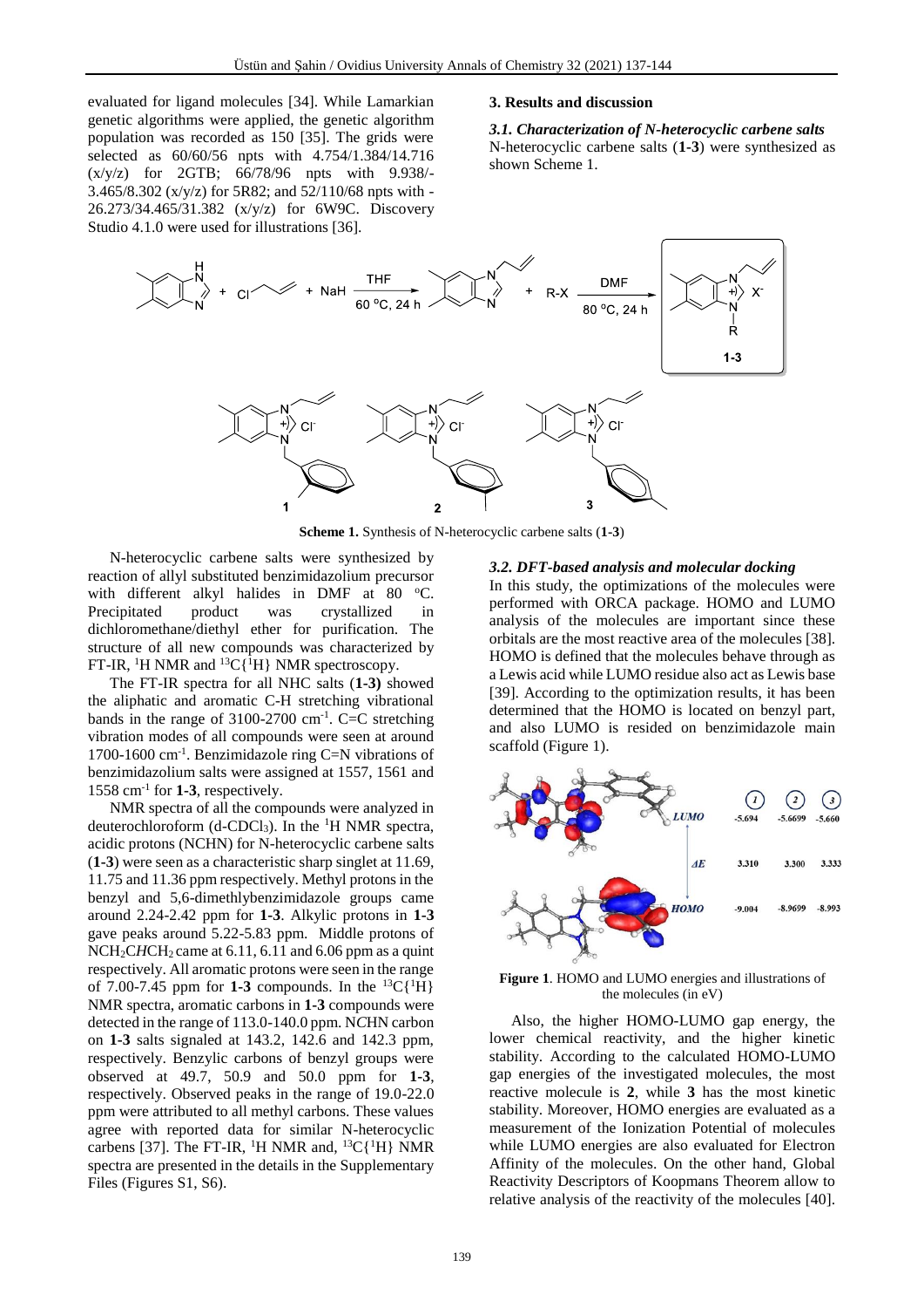evaluated for ligand molecules [34]. While Lamarkian genetic algorithms were applied, the genetic algorithm population was recorded as 150 [35]. The grids were selected as 60/60/56 npts with 4.754/1.384/14.716 (x/y/z) for 2GTB; 66/78/96 npts with 9.938/-3.465/8.302 (x/y/z) for 5R82; and 52/110/68 npts with -26.273/34.465/31.382 (x/y/z) for 6W9C. Discovery Studio 4.1.0 were used for illustrations [36].

## 3. Results and discussion

### *3.1. Characterization of N-heterocyclic carbene salts*

N-heterocyclic carbene salts (**1-3**) were synthesized as shown Scheme 1.

**Scheme 1.** Synthesis of N-heterocyclic carbene salts (**1-3**)

N-heterocyclic carbene salts were synthesized by reaction of allyl substituted benzimidazolium precursor with different alkyl halides in DMF at 80 °C. Precipitated product was crystallized in dichloromethane/diethyl ether for purification. The structure of all new compounds was characterized by FT-IR, $^{1}$H NMR and $^{13}$C{$^{1}$H} NMR spectroscopy.

The FT-IR spectra for all NHC salts (**1-3**) showed the aliphatic and aromatic C-H stretching vibrational bands in the range of 3100-2700 cm$^{-1}$. C=C stretching vibration modes of all compounds were seen at around 1700-1600 cm$^{-1}$. Benzimidazole ring C=N vibrations of benzimidazolium salts were assigned at 1557, 1561 and 1558 cm$^{-1}$ for **1-3**, respectively.

NMR spectra of all the compounds were analyzed in deuterochloroform (d-CDCl$_3$). In the $^{1}$H NMR spectra, acidic protons (NCHN) for N-heterocyclic carbene salts (**1-3**) were seen as a characteristic sharp singlet at 11.69, 11.75 and 11.36 ppm respectively. Methyl protons in the benzyl and 5,6-dimethlybenzimidazole groups came around 2.24-2.42 ppm for **1-3**. Alkylic protons in **1-3** gave peaks around 5.22-5.83 ppm. Middle protons of NCH$_2$C*H*CH$_2$ came at 6.11, 6.11 and 6.06 ppm as a quint respectively. All aromatic protons were seen in the range of 7.00-7.45 ppm for **1-3** compounds. In the $^{13}$C{$^{1}$H} NMR spectra, aromatic carbons in **1-3** compounds were detected in the range of 113.0-140.0 ppm. N*C*HN carbon on **1-3** salts signaled at 143.2, 142.6 and 142.3 ppm, respectively. Benzylic carbons of benzyl groups were observed at 49.7, 50.9 and 50.0 ppm for **1-3**, respectively. Observed peaks in the range of 19.0-22.0 ppm were attributed to all methyl carbons. These values agree with reported data for similar N-heterocyclic carbens [37]. The FT-IR, $^{1}$H NMR and, $^{13}$C{$^{1}$H} NMR spectra are presented in the details in the Supplementary Files (Figures S1, S6).

### *3.2. DFT-based analysis and molecular docking*

In this study, the optimizations of the molecules were performed with ORCA package. HOMO and LUMO analysis of the molecules are important since these orbitals are the most reactive area of the molecules [38]. HOMO is defined that the molecules behave through as a Lewis acid while LUMO residue also act as Lewis base [39]. According to the optimization results, it has been determined that the HOMO is located on benzyl part, and also LUMO is resided on benzimidazole main scaffold (Figure 1).

| | 1 | 2 | 3 |
|---|---|---|---|
| LUMO | -5.694 | -5.6699 | -5.660 |
| ΔE | 3.310 | 3.300 | 3.333 |
| HOMO | -9.004 | -8.9699 | -8.993 |

**Figure 1**. HOMO and LUMO energies and illustrations of the molecules (in eV)

Also, the higher HOMO-LUMO gap energy, the lower chemical reactivity, and the higher kinetic stability. According to the calculated HOMO-LUMO gap energies of the investigated molecules, the most reactive molecule is **2**, while **3** has the most kinetic stability. Moreover, HOMO energies are evaluated as a measurement of the Ionization Potential of molecules while LUMO energies are also evaluated for Electron Affinity of the molecules. On the other hand, Global Reactivity Descriptors of Koopmans Theorem allow to relative analysis of the reactivity of the molecules [40].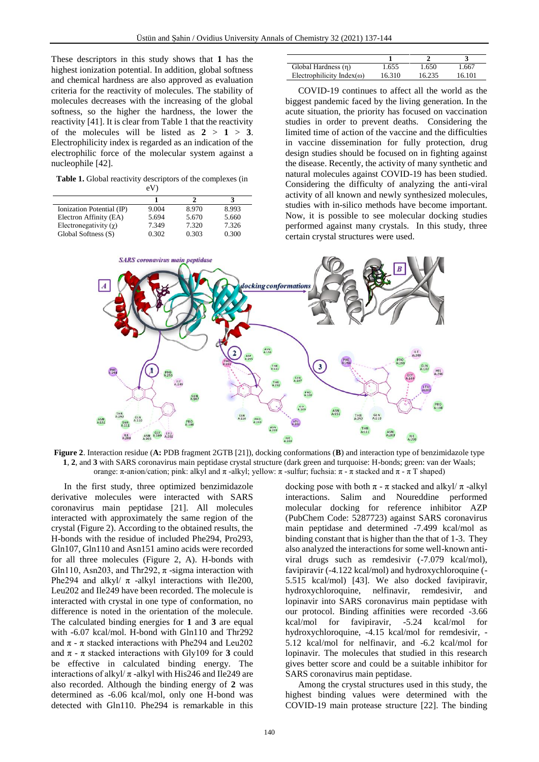These descriptors in this study shows that **1** has the highest ionization potential. In addition, global softness and chemical hardness are also approved as evaluation criteria for the reactivity of molecules. The stability of molecules decreases with the increasing of the global softness, so the higher the hardness, the lower the reactivity [41]. It is clear from Table 1 that the reactivity of the molecules will be listed as **2** > **1** > **3**. Electrophilicity index is regarded as an indication of the electrophilic force of the molecular system against a nucleophile [42].

**Table 1.** Global reactivity descriptors of the complexes (in eV)

| | **1** | **2** | **3** |
|---|---|---|---|
| Ionization Potential (IP) | 9.004 | 8.970 | 8.993 |
| Electron Affinity (EA) | 5.694 | 5.670 | 5.660 |
| Electronegativity (χ) | 7.349 | 7.320 | 7.326 |
| Global Softness (S) | 0.302 | 0.303 | 0.300 |
| Global Hardness (η) | 1.655 | 1.650 | 1.667 |
| Electrophilicity Index(ω) | 16.310 | 16.235 | 16.101 |

COVID-19 continues to affect all the world as the biggest pandemic faced by the living generation. In the acute situation, the priority has focused on vaccination studies in order to prevent deaths. Considering the limited time of action of the vaccine and the difficulties in vaccine dissemination for fully protection, drug design studies should be focused on in fighting against the disease. Recently, the activity of many synthetic and natural molecules against COVID-19 has been studied. Considering the difficulty of analyzing the anti-viral activity of all known and newly synthesized molecules, studies with in-silico methods have become important. Now, it is possible to see molecular docking studies performed against many crystals. In this study, three certain crystal structures were used.

**Figure 2**. Interaction residue (**A:** PDB fragment 2GTB [21]), docking conformations (**B**) and interaction type of benzimidazole type **1**, **2**, and **3** with SARS coronavirus main peptidase crystal structure (dark green and turquoise: H-bonds; green: van der Waals; orange: π-anion/cation; pink: alkyl and π -alkyl; yellow: π -sulfur; fuchsia: π - π stacked and π - π T shaped)

In the first study, three optimized benzimidazole derivative molecules were interacted with SARS coronavirus main peptidase [21]. All molecules interacted with approximately the same region of the crystal (Figure 2). According to the obtained results, the H-bonds with the residue of included Phe294, Pro293, Gln107, Gln110 and Asn151 amino acids were recorded for all three molecules (Figure 2, A). H-bonds with Gln110, Asn203, and Thr292, π -sigma interaction with Phe294 and alkyl/ π -alkyl interactions with Ile200, Leu202 and Ile249 have been recorded. The molecule is interacted with crystal in one type of conformation, no difference is noted in the orientation of the molecule. The calculated binding energies for **1** and **3** are equal with -6.07 kcal/mol. H-bond with Gln110 and Thr292 and π - π stacked interactions with Phe294 and Leu202 and π - π stacked interactions with Gly109 for **3** could be effective in calculated binding energy. The interactions of alkyl/ π -alkyl with His246 and Ile249 are also recorded. Although the binding energy of **2** was determined as -6.06 kcal/mol, only one H-bond was detected with Gln110. Phe294 is remarkable in this docking pose with both π - π stacked and alkyl/ π -alkyl interactions. Salim and Noureddine performed molecular docking for reference inhibitor AZP (PubChem Code: 5287723) against SARS coronavirus main peptidase and determined -7.499 kcal/mol as binding constant that is higher than the that of 1-3. They also analyzed the interactions for some well-known anti-viral drugs such as remdesivir (-7.079 kcal/mol), favipiravir (-4.122 kcal/mol) and hydroxychloroquine (-5.515 kcal/mol) [43]. We also docked favipiravir, hydroxychloroquine, nelfinavir, remdesivir, and lopinavir into SARS coronavirus main peptidase with our protocol. Binding affinities were recorded -3.66 kcal/mol for favipiravir, -5.24 kcal/mol for hydroxychloroquine, -4.15 kcal/mol for remdesivir, -5.12 kcal/mol for nelfinavir, and -6.2 kcal/mol for lopinavir. The molecules that studied in this research gives better score and could be a suitable inhibitor for SARS coronavirus main peptidase.

Among the crystal structures used in this study, the highest binding values were determined with the COVID-19 main protease structure [22]. The binding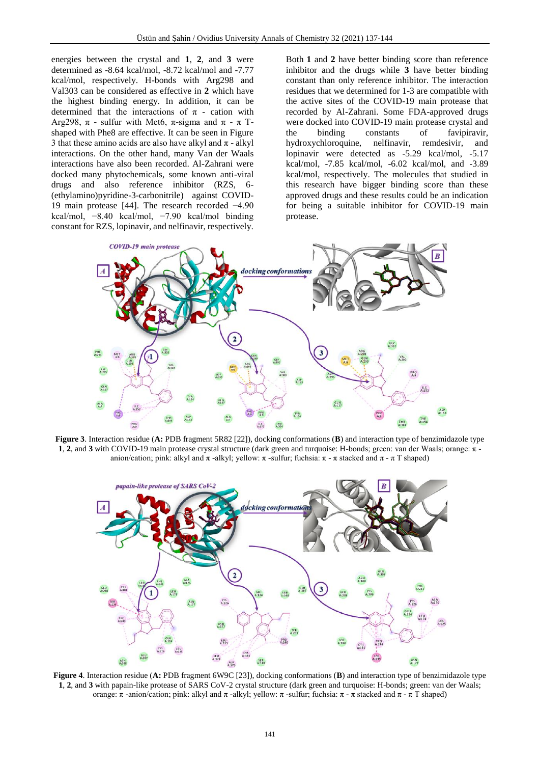energies between the crystal and **1**, **2**, and **3** were determined as -8.64 kcal/mol, -8.72 kcal/mol and -7.77 kcal/mol, respectively. H-bonds with Arg298 and Val303 can be considered as effective in **2** which have the highest binding energy. In addition, it can be determined that the interactions of π - cation with Arg298, π - sulfur with Met6, π-sigma and π - π T-shaped with Phe8 are effective. It can be seen in Figure 3 that these amino acids are also have alkyl and π - alkyl interactions. On the other hand, many Van der Waals interactions have also been recorded. Al-Zahrani were docked many phytochemicals, some known anti-viral drugs and also reference inhibitor (RZS, 6-(ethylamino)pyridine-3-carbonitrile) against COVID-19 main protease [44]. The research recorded −4.90 kcal/mol, −8.40 kcal/mol, −7.90 kcal/mol binding constant for RZS, lopinavir, and nelfinavir, respectively. Both **1** and **2** have better binding score than reference inhibitor and the drugs while **3** have better binding constant than only reference inhibitor. The interaction residues that we determined for 1-3 are compatible with the active sites of the COVID-19 main protease that recorded by Al-Zahrani. Some FDA-approved drugs were docked into COVID-19 main protease crystal and the binding constants of favipiravir, hydroxychloroquine, nelfinavir, remdesivir, and lopinavir were detected as -5.29 kcal/mol, -5.17 kcal/mol, -7.85 kcal/mol, -6.02 kcal/mol, and -3.89 kcal/mol, respectively. The molecules that studied in this research have bigger binding score than these approved drugs and these results could be an indication for being a suitable inhibitor for COVID-19 main protease.

**Figure 3**. Interaction residue (**A:** PDB fragment 5R82 [22]), docking conformations (**B**) and interaction type of benzimidazole type **1**, **2**, and **3** with COVID-19 main protease crystal structure (dark green and turquoise: H-bonds; green: van der Waals; orange: π -anion/cation; pink: alkyl and π -alkyl; yellow: π -sulfur; fuchsia: π - π stacked and π - π T shaped)

**Figure 4**. Interaction residue (**A:** PDB fragment 6W9C [23]), docking conformations (**B**) and interaction type of benzimidazole type **1**, **2**, and **3** with papain-like protease of SARS CoV-2 crystal structure (dark green and turquoise: H-bonds; green: van der Waals; orange: π -anion/cation; pink: alkyl and π -alkyl; yellow: π -sulfur; fuchsia: π - π stacked and π - π T shaped)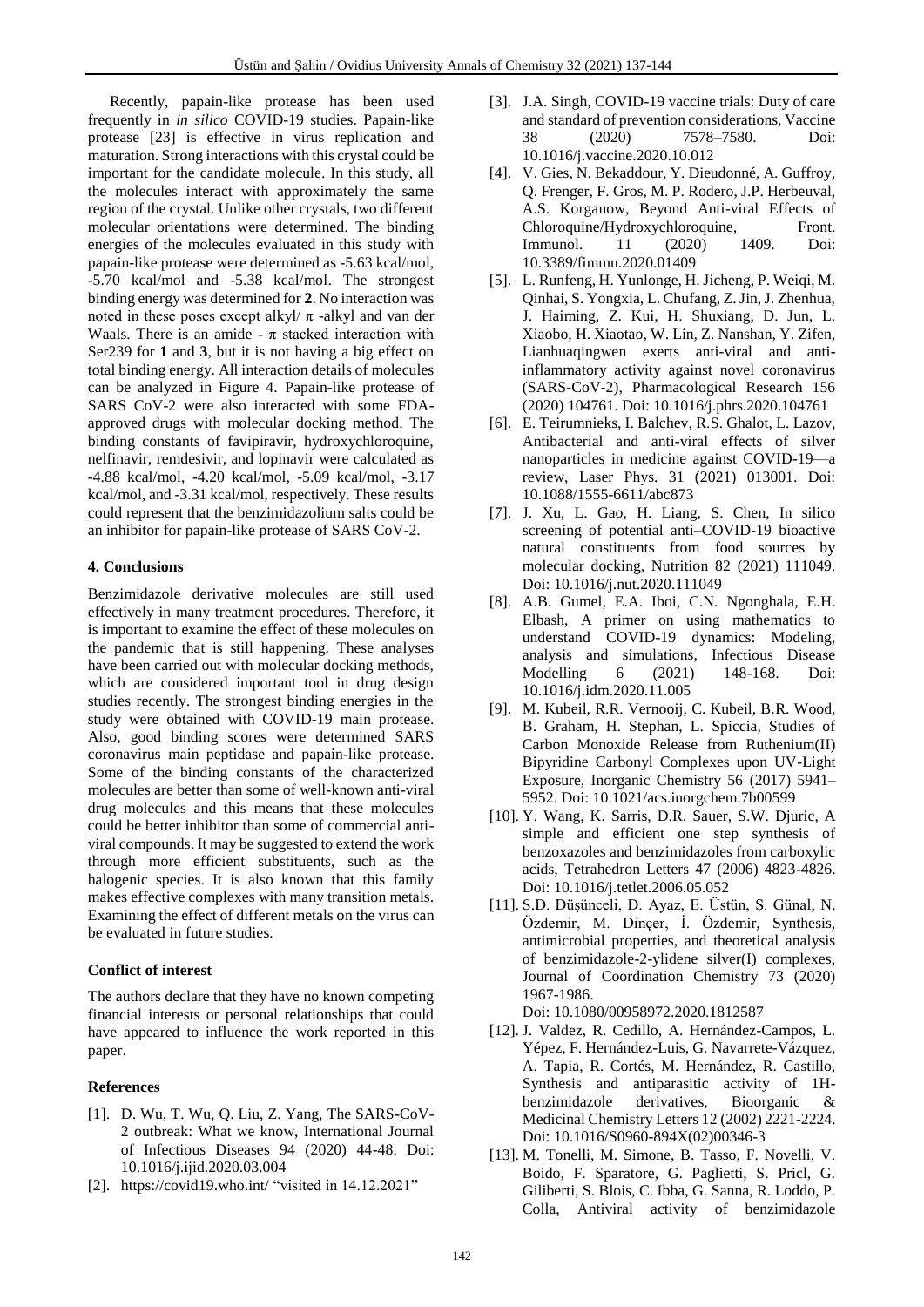Recently, papain-like protease has been used frequently in *in silico* COVID-19 studies. Papain-like protease [23] is effective in virus replication and maturation. Strong interactions with this crystal could be important for the candidate molecule. In this study, all the molecules interact with approximately the same region of the crystal. Unlike other crystals, two different molecular orientations were determined. The binding energies of the molecules evaluated in this study with papain-like protease were determined as -5.63 kcal/mol, -5.70 kcal/mol and -5.38 kcal/mol. The strongest binding energy was determined for **2**. No interaction was noted in these poses except alkyl/ $\pi$ -alkyl and van der Waals. There is an amide - $\pi$ stacked interaction with Ser239 for **1** and **3**, but it is not having a big effect on total binding energy. All interaction details of molecules can be analyzed in Figure 4. Papain-like protease of SARS CoV-2 were also interacted with some FDA-approved drugs with molecular docking method. The binding constants of favipiravir, hydroxychloroquine, nelfinavir, remdesivir, and lopinavir were calculated as -4.88 kcal/mol, -4.20 kcal/mol, -5.09 kcal/mol, -3.17 kcal/mol, and -3.31 kcal/mol, respectively. These results could represent that the benzimidazolium salts could be an inhibitor for papain-like protease of SARS CoV-2.

#### 4. Conclusions

Benzimidazole derivative molecules are still used effectively in many treatment procedures. Therefore, it is important to examine the effect of these molecules on the pandemic that is still happening. These analyses have been carried out with molecular docking methods, which are considered important tool in drug design studies recently. The strongest binding energies in the study were obtained with COVID-19 main protease. Also, good binding scores were determined SARS coronavirus main peptidase and papain-like protease. Some of the binding constants of the characterized molecules are better than some of well-known anti-viral drug molecules and this means that these molecules could be better inhibitor than some of commercial anti-viral compounds. It may be suggested to extend the work through more efficient substituents, such as the halogenic species. It is also known that this family makes effective complexes with many transition metals. Examining the effect of different metals on the virus can be evaluated in future studies.

#### Conflict of interest

The authors declare that they have no known competing financial interests or personal relationships that could have appeared to influence the work reported in this paper.

#### References

[1]. D. Wu, T. Wu, Q. Liu, Z. Yang, The SARS-CoV-2 outbreak: What we know, International Journal of Infectious Diseases 94 (2020) 44-48. Doi: 10.1016/j.ijid.2020.03.004

[2]. https://covid19.who.int/ "visited in 14.12.2021"

[3]. J.A. Singh, COVID-19 vaccine trials: Duty of care and standard of prevention considerations, Vaccine 38 (2020) 7578–7580. Doi: 10.1016/j.vaccine.2020.10.012

[4]. V. Gies, N. Bekaddour, Y. Dieudonné, A. Guffroy, Q. Frenger, F. Gros, M. P. Rodero, J.P. Herbeuval, A.S. Korganow, Beyond Anti-viral Effects of Chloroquine/Hydroxychloroquine, Front. Immunol. 11 (2020) 1409. Doi: 10.3389/fimmu.2020.01409

[5]. L. Runfeng, H. Yunlonge, H. Jicheng, P. Weiqi, M. Qinhai, S. Yongxia, L. Chufang, Z. Jin, J. Zhenhua, J. Haiming, Z. Kui, H. Shuxiang, D. Jun, L. Xiaobo, H. Xiaotao, W. Lin, Z. Nanshan, Y. Zifen, Lianhuaqingwen exerts anti-viral and anti-inflammatory activity against novel coronavirus (SARS-CoV-2), Pharmacological Research 156 (2020) 104761. Doi: 10.1016/j.phrs.2020.104761

[6]. E. Teirumnieks, I. Balchev, R.S. Ghalot, L. Lazov, Antibacterial and anti-viral effects of silver nanoparticles in medicine against COVID-19—a review, Laser Phys. 31 (2021) 013001. Doi: 10.1088/1555-6611/abc873

[7]. J. Xu, L. Gao, H. Liang, S. Chen, In silico screening of potential anti–COVID-19 bioactive natural constituents from food sources by molecular docking, Nutrition 82 (2021) 111049. Doi: 10.1016/j.nut.2020.111049

[8]. A.B. Gumel, E.A. Iboi, C.N. Ngonghala, E.H. Elbash, A primer on using mathematics to understand COVID-19 dynamics: Modeling, analysis and simulations, Infectious Disease Modelling 6 (2021) 148-168. Doi: 10.1016/j.idm.2020.11.005

[9]. M. Kubeil, R.R. Vernooij, C. Kubeil, B.R. Wood, B. Graham, H. Stephan, L. Spiccia, Studies of Carbon Monoxide Release from Ruthenium(II) Bipyridine Carbonyl Complexes upon UV-Light Exposure, Inorganic Chemistry 56 (2017) 5941–5952. Doi: 10.1021/acs.inorgchem.7b00599

[10]. Y. Wang, K. Sarris, D.R. Sauer, S.W. Djuric, A simple and efficient one step synthesis of benzoxazoles and benzimidazoles from carboxylic acids, Tetrahedron Letters 47 (2006) 4823-4826. Doi: 10.1016/j.tetlet.2006.05.052

[11]. S.D. Düşünceli, D. Ayaz, E. Üstün, S. Günal, N. Özdemir, M. Dinçer, İ. Özdemir, Synthesis, antimicrobial properties, and theoretical analysis of benzimidazole-2-ylidene silver(I) complexes, Journal of Coordination Chemistry 73 (2020) 1967-1986. Doi: 10.1080/00958972.2020.1812587

[12]. J. Valdez, R. Cedillo, A. Hernández-Campos, L. Yépez, F. Hernández-Luis, G. Navarrete-Vázquez, A. Tapia, R. Cortés, M. Hernández, R. Castillo, Synthesis and antiparasitic activity of 1H-benzimidazole derivatives, Bioorganic & Medicinal Chemistry Letters 12 (2002) 2221-2224. Doi: 10.1016/S0960-894X(02)00346-3

[13]. M. Tonelli, M. Simone, B. Tasso, F. Novelli, V. Boido, F. Sparatore, G. Paglietti, S. Pricl, G. Giliberti, S. Blois, C. Ibba, G. Sanna, R. Loddo, P. Colla, Antiviral activity of benzimidazole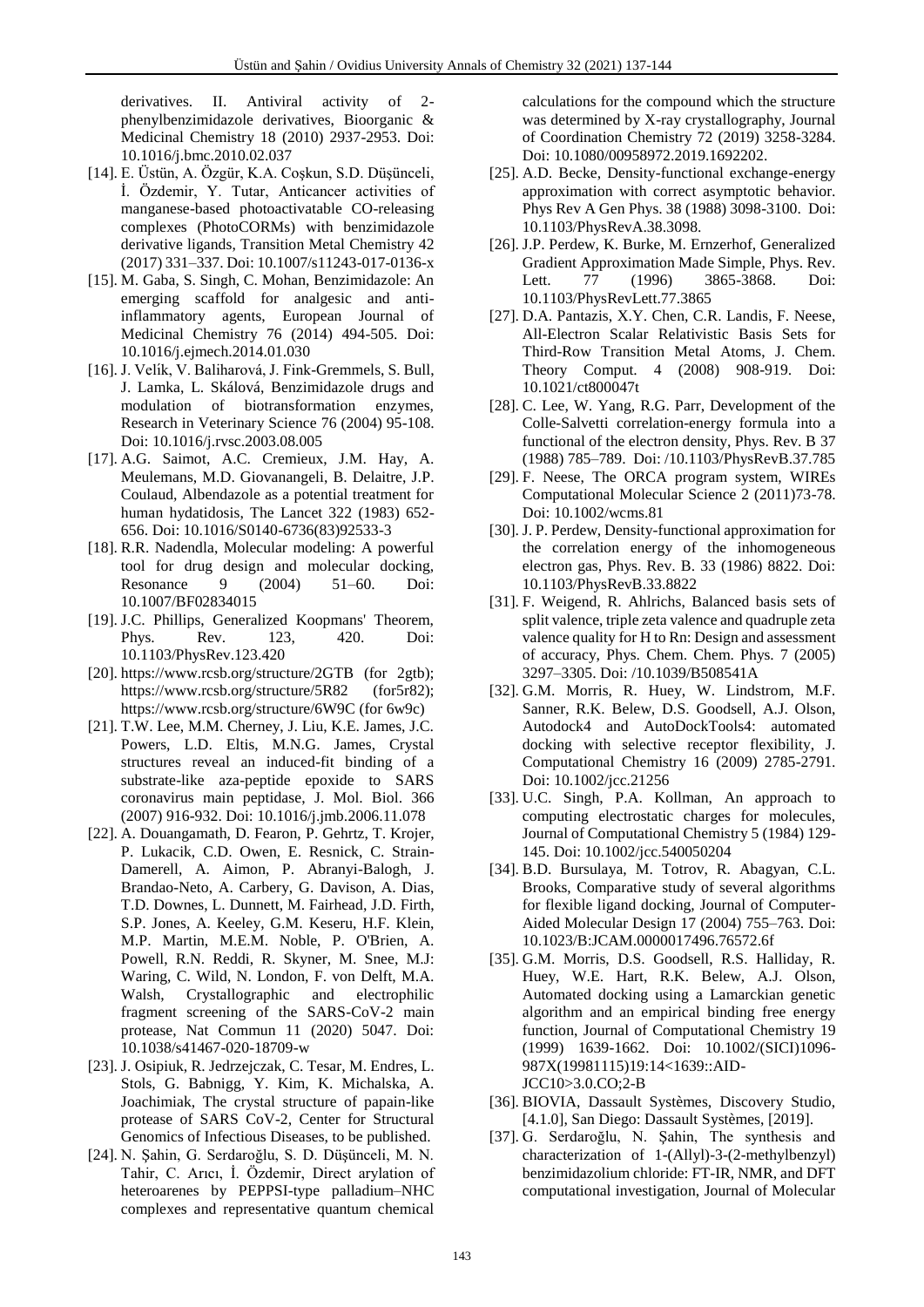derivatives. II. Antiviral activity of 2-phenylbenzimidazole derivatives, Bioorganic & Medicinal Chemistry 18 (2010) 2937-2953. Doi: 10.1016/j.bmc.2010.02.037

[14]. E. Üstün, A. Özgür, K.A. Coşkun, S.D. Düşünceli, İ. Özdemir, Y. Tutar, Anticancer activities of manganese-based photoactivatable CO-releasing complexes (PhotoCORMs) with benzimidazole derivative ligands, Transition Metal Chemistry 42 (2017) 331–337. Doi: 10.1007/s11243-017-0136-x

[15]. M. Gaba, S. Singh, C. Mohan, Benzimidazole: An emerging scaffold for analgesic and anti-inflammatory agents, European Journal of Medicinal Chemistry 76 (2014) 494-505. Doi: 10.1016/j.ejmech.2014.01.030

[16]. J. Velík, V. Baliharová, J. Fink-Gremmels, S. Bull, J. Lamka, L. Skálová, Benzimidazole drugs and modulation of biotransformation enzymes, Research in Veterinary Science 76 (2004) 95-108. Doi: 10.1016/j.rvsc.2003.08.005

[17]. A.G. Saimot, A.C. Cremieux, J.M. Hay, A. Meulemans, M.D. Giovanangeli, B. Delaitre, J.P. Coulaud, Albendazole as a potential treatment for human hydatidosis, The Lancet 322 (1983) 652-656. Doi: 10.1016/S0140-6736(83)92533-3

[18]. R.R. Nadendla, Molecular modeling: A powerful tool for drug design and molecular docking, Resonance 9 (2004) 51–60. Doi: 10.1007/BF02834015

[19]. J.C. Phillips, Generalized Koopmans' Theorem, Phys. Rev. 123, 420. Doi: 10.1103/PhysRev.123.420

[20]. https://www.rcsb.org/structure/2GTB (for 2gtb); https://www.rcsb.org/structure/5R82 (for5r82); https://www.rcsb.org/structure/6W9C (for 6w9c)

[21]. T.W. Lee, M.M. Cherney, J. Liu, K.E. James, J.C. Powers, L.D. Eltis, M.N.G. James, Crystal structures reveal an induced-fit binding of a substrate-like aza-peptide epoxide to SARS coronavirus main peptidase, J. Mol. Biol. 366 (2007) 916-932. Doi: 10.1016/j.jmb.2006.11.078

[22]. A. Douangamath, D. Fearon, P. Gehrtz, T. Krojer, P. Lukacik, C.D. Owen, E. Resnick, C. Strain-Damerell, A. Aimon, P. Abranyi-Balogh, J. Brandao-Neto, A. Carbery, G. Davison, A. Dias, T.D. Downes, L. Dunnett, M. Fairhead, J.D. Firth, S.P. Jones, A. Keeley, G.M. Keseru, H.F. Klein, M.P. Martin, M.E.M. Noble, P. O'Brien, A. Powell, R.N. Reddi, R. Skyner, M. Snee, M.J: Waring, C. Wild, N. London, F. von Delft, M.A. Walsh, Crystallographic and electrophilic fragment screening of the SARS-CoV-2 main protease, Nat Commun 11 (2020) 5047. Doi: 10.1038/s41467-020-18709-w

[23]. J. Osipiuk, R. Jedrzejczak, C. Tesar, M. Endres, L. Stols, G. Babnigg, Y. Kim, K. Michalska, A. Joachimiak, The crystal structure of papain-like protease of SARS CoV-2, Center for Structural Genomics of Infectious Diseases, to be published.

[24]. N. Şahin, G. Serdaroğlu, S. D. Düşünceli, M. N. Tahir, C. Arıcı, İ. Özdemir, Direct arylation of heteroarenes by PEPPSI-type palladium–NHC complexes and representative quantum chemical calculations for the compound which the structure was determined by X-ray crystallography, Journal of Coordination Chemistry 72 (2019) 3258-3284. Doi: 10.1080/00958972.2019.1692202.

[25]. A.D. Becke, Density-functional exchange-energy approximation with correct asymptotic behavior. Phys Rev A Gen Phys. 38 (1988) 3098-3100. Doi: 10.1103/PhysRevA.38.3098.

[26]. J.P. Perdew, K. Burke, M. Ernzerhof, Generalized Gradient Approximation Made Simple, Phys. Rev. Lett. 77 (1996) 3865-3868. Doi: 10.1103/PhysRevLett.77.3865

[27]. D.A. Pantazis, X.Y. Chen, C.R. Landis, F. Neese, All-Electron Scalar Relativistic Basis Sets for Third-Row Transition Metal Atoms, J. Chem. Theory Comput. 4 (2008) 908-919. Doi: 10.1021/ct800047t

[28]. C. Lee, W. Yang, R.G. Parr, Development of the Colle-Salvetti correlation-energy formula into a functional of the electron density, Phys. Rev. B 37 (1988) 785–789. Doi: /10.1103/PhysRevB.37.785

[29]. F. Neese, The ORCA program system, WIREs Computational Molecular Science 2 (2011)73-78. Doi: 10.1002/wcms.81

[30]. J. P. Perdew, Density-functional approximation for the correlation energy of the inhomogeneous electron gas, Phys. Rev. B. 33 (1986) 8822. Doi: 10.1103/PhysRevB.33.8822

[31]. F. Weigend, R. Ahlrichs, Balanced basis sets of split valence, triple zeta valence and quadruple zeta valence quality for H to Rn: Design and assessment of accuracy, Phys. Chem. Chem. Phys. 7 (2005) 3297–3305. Doi: /10.1039/B508541A

[32]. G.M. Morris, R. Huey, W. Lindstrom, M.F. Sanner, R.K. Belew, D.S. Goodsell, A.J. Olson, Autodock4 and AutoDockTools4: automated docking with selective receptor flexibility, J. Computational Chemistry 16 (2009) 2785-2791. Doi: 10.1002/jcc.21256

[33]. U.C. Singh, P.A. Kollman, An approach to computing electrostatic charges for molecules, Journal of Computational Chemistry 5 (1984) 129-145. Doi: 10.1002/jcc.540050204

[34]. B.D. Bursulaya, M. Totrov, R. Abagyan, C.L. Brooks, Comparative study of several algorithms for flexible ligand docking, Journal of Computer-Aided Molecular Design 17 (2004) 755–763. Doi: 10.1023/B:JCAM.0000017496.76572.6f

[35]. G.M. Morris, D.S. Goodsell, R.S. Halliday, R. Huey, W.E. Hart, R.K. Belew, A.J. Olson, Automated docking using a Lamarckian genetic algorithm and an empirical binding free energy function, Journal of Computational Chemistry 19 (1999) 1639-1662. Doi: 10.1002/(SICI)1096-987X(19981115)19:14<1639::AID-JCC10>3.0.CO;2-B

[36]. BIOVIA, Dassault Systèmes, Discovery Studio, [4.1.0], San Diego: Dassault Systèmes, [2019].

[37]. G. Serdaroğlu, N. Şahin, The synthesis and characterization of 1-(Allyl)-3-(2-methylbenzyl) benzimidazolium chloride: FT-IR, NMR, and DFT computational investigation, Journal of Molecular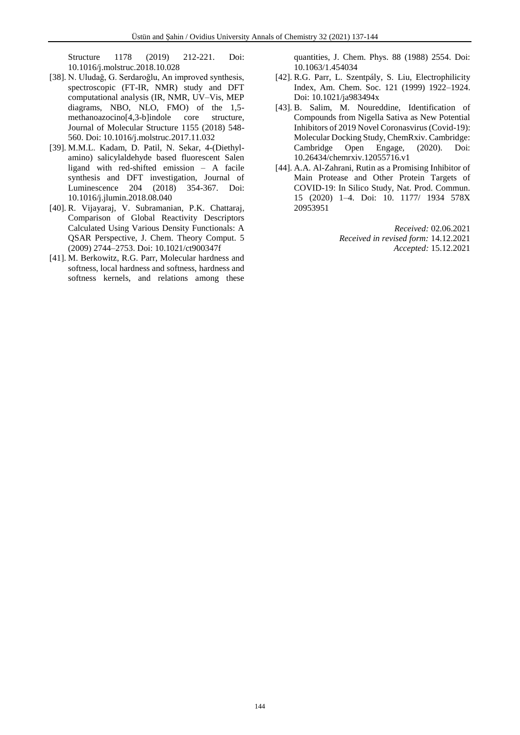Structure 1178 (2019) 212-221. Doi: 10.1016/j.molstruc.2018.10.028

[38]. N. Uludağ, G. Serdaroğlu, An improved synthesis, spectroscopic (FT-IR, NMR) study and DFT computational analysis (IR, NMR, UV–Vis, MEP diagrams, NBO, NLO, FMO) of the 1,5-methanoazocino[4,3-b]indole core structure, Journal of Molecular Structure 1155 (2018) 548-560. Doi: 10.1016/j.molstruc.2017.11.032

[39]. M.M.L. Kadam, D. Patil, N. Sekar, 4-(Diethylamino) salicylaldehyde based fluorescent Salen ligand with red-shifted emission – A facile synthesis and DFT investigation, Journal of Luminescence 204 (2018) 354-367. Doi: 10.1016/j.jlumin.2018.08.040

[40]. R. Vijayaraj, V. Subramanian, P.K. Chattaraj, Comparison of Global Reactivity Descriptors Calculated Using Various Density Functionals: A QSAR Perspective, J. Chem. Theory Comput. 5 (2009) 2744–2753. Doi: 10.1021/ct900347f

[41]. M. Berkowitz, R.G. Parr, Molecular hardness and softness, local hardness and softness, hardness and softness kernels, and relations among these quantities, J. Chem. Phys. 88 (1988) 2554. Doi: 10.1063/1.454034

[42]. R.G. Parr, L. Szentpály, S. Liu, Electrophilicity Index, Am. Chem. Soc. 121 (1999) 1922–1924. Doi: 10.1021/ja983494x

[43]. B. Salim, M. Noureddine, Identification of Compounds from Nigella Sativa as New Potential Inhibitors of 2019 Novel Coronasvirus (Covid-19): Molecular Docking Study, ChemRxiv. Cambridge: Cambridge Open Engage, (2020). Doi: 10.26434/chemrxiv.12055716.v1

[44]. A.A. Al-Zahrani, Rutin as a Promising Inhibitor of Main Protease and Other Protein Targets of COVID-19: In Silico Study, Nat. Prod. Commun. 15 (2020) 1–4. Doi: 10. 1177/ 1934 578X 20953951

*Received:* 02.06.2021
*Received in revised form:* 14.12.2021
*Accepted:* 15.12.2021